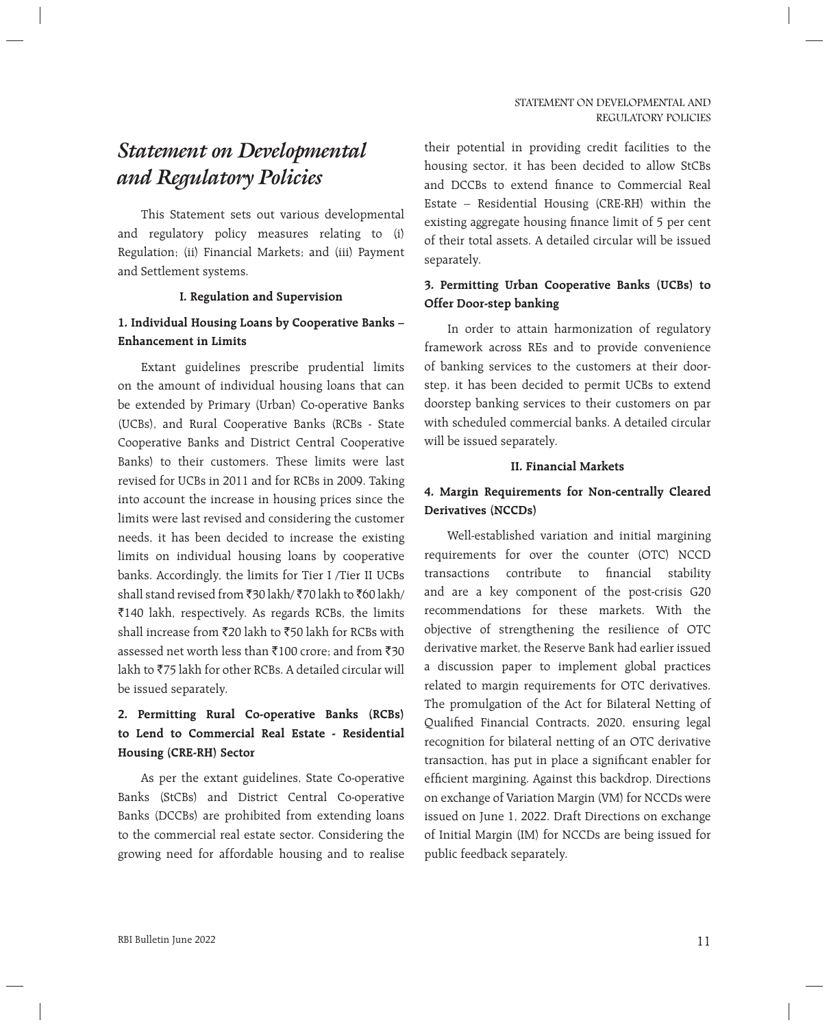# *Statement on Developmental and Regulatory Policies*

This Statement sets out various developmental and regulatory policy measures relating to (i) Regulation; (ii) Financial Markets; and (iii) Payment and Settlement systems.

### I. Regulation and Supervision

#### 1. Individual Housing Loans by Cooperative Banks – Enhancement in Limits

Extant guidelines prescribe prudential limits on the amount of individual housing loans that can be extended by Primary (Urban) Co-operative Banks (UCBs), and Rural Cooperative Banks (RCBs - State Cooperative Banks and District Central Cooperative Banks) to their customers. These limits were last revised for UCBs in 2011 and for RCBs in 2009. Taking into account the increase in housing prices since the limits were last revised and considering the customer needs, it has been decided to increase the existing limits on individual housing loans by cooperative banks. Accordingly, the limits for Tier I /Tier II UCBs shall stand revised from ₹30 lakh/ ₹70 lakh to ₹60 lakh/ ₹140 lakh, respectively. As regards RCBs, the limits shall increase from ₹20 lakh to ₹50 lakh for RCBs with assessed net worth less than ₹100 crore; and from ₹30 lakh to ₹75 lakh for other RCBs. A detailed circular will be issued separately.

#### 2. Permitting Rural Co-operative Banks (RCBs) to Lend to Commercial Real Estate - Residential Housing (CRE-RH) Sector

As per the extant guidelines, State Co-operative Banks (StCBs) and District Central Co-operative Banks (DCCBs) are prohibited from extending loans to the commercial real estate sector. Considering the growing need for affordable housing and to realise their potential in providing credit facilities to the housing sector, it has been decided to allow StCBs and DCCBs to extend finance to Commercial Real Estate – Residential Housing (CRE-RH) within the existing aggregate housing finance limit of 5 per cent of their total assets. A detailed circular will be issued separately.

#### 3. Permitting Urban Cooperative Banks (UCBs) to Offer Door-step banking

In order to attain harmonization of regulatory framework across REs and to provide convenience of banking services to the customers at their door-step, it has been decided to permit UCBs to extend doorstep banking services to their customers on par with scheduled commercial banks. A detailed circular will be issued separately.

### II. Financial Markets

#### 4. Margin Requirements for Non-centrally Cleared Derivatives (NCCDs)

Well-established variation and initial margining requirements for over the counter (OTC) NCCD transactions contribute to financial stability and are a key component of the post-crisis G20 recommendations for these markets. With the objective of strengthening the resilience of OTC derivative market, the Reserve Bank had earlier issued a discussion paper to implement global practices related to margin requirements for OTC derivatives. The promulgation of the Act for Bilateral Netting of Qualified Financial Contracts, 2020, ensuring legal recognition for bilateral netting of an OTC derivative transaction, has put in place a significant enabler for efficient margining. Against this backdrop, Directions on exchange of Variation Margin (VM) for NCCDs were issued on June 1, 2022. Draft Directions on exchange of Initial Margin (IM) for NCCDs are being issued for public feedback separately.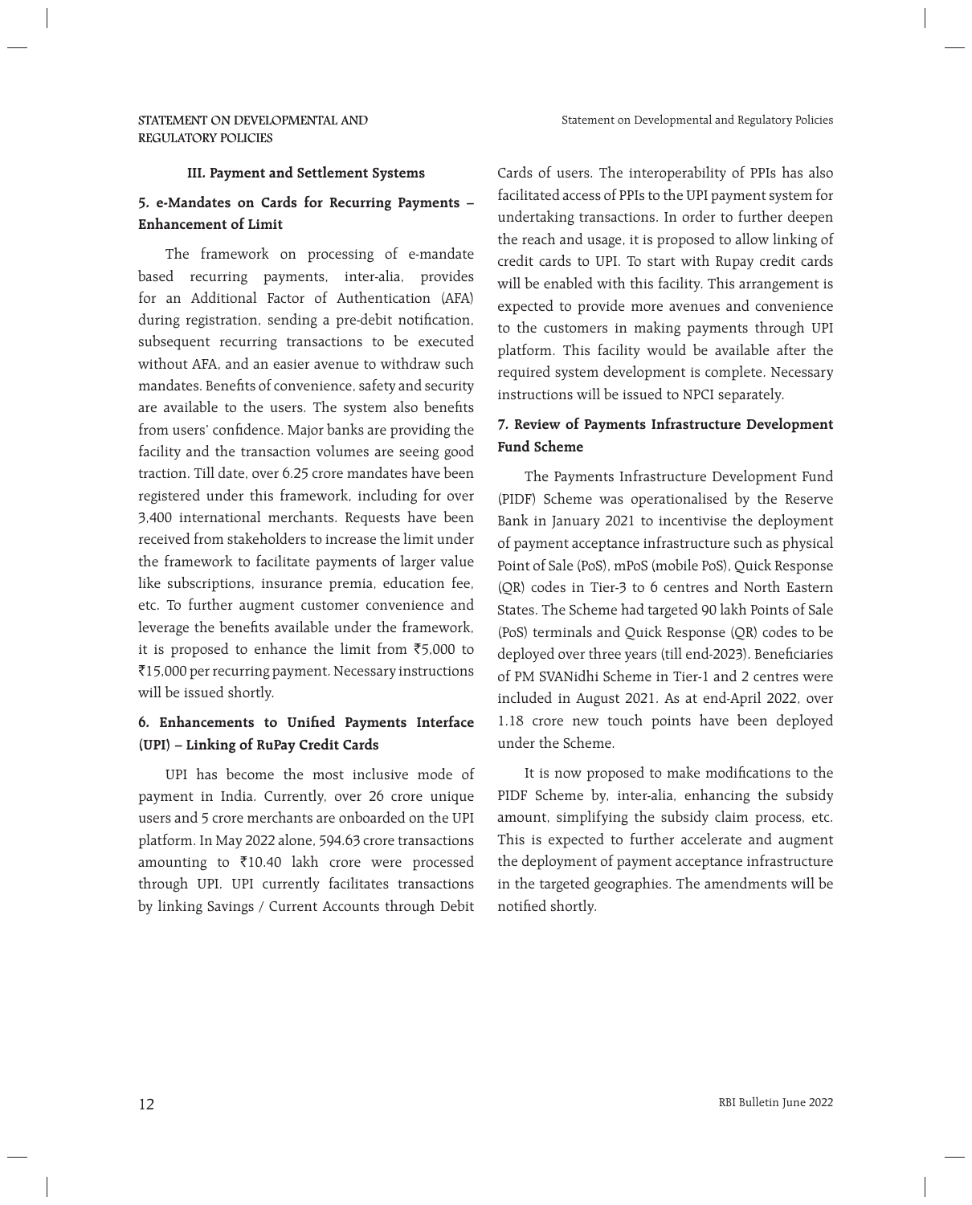### III. Payment and Settlement Systems

#### 5. e-Mandates on Cards for Recurring Payments – Enhancement of Limit

The framework on processing of e-mandate based recurring payments, inter-alia, provides for an Additional Factor of Authentication (AFA) during registration, sending a pre-debit notification, subsequent recurring transactions to be executed without AFA, and an easier avenue to withdraw such mandates. Benefits of convenience, safety and security are available to the users. The system also benefits from users' confidence. Major banks are providing the facility and the transaction volumes are seeing good traction. Till date, over 6.25 crore mandates have been registered under this framework, including for over 3,400 international merchants. Requests have been received from stakeholders to increase the limit under the framework to facilitate payments of larger value like subscriptions, insurance premia, education fee, etc. To further augment customer convenience and leverage the benefits available under the framework, it is proposed to enhance the limit from ₹5,000 to ₹15,000 per recurring payment. Necessary instructions will be issued shortly.

#### 6. Enhancements to Unified Payments Interface (UPI) – Linking of RuPay Credit Cards

UPI has become the most inclusive mode of payment in India. Currently, over 26 crore unique users and 5 crore merchants are onboarded on the UPI platform. In May 2022 alone, 594.63 crore transactions amounting to ₹10.40 lakh crore were processed through UPI. UPI currently facilitates transactions by linking Savings / Current Accounts through Debit Cards of users. The interoperability of PPIs has also facilitated access of PPIs to the UPI payment system for undertaking transactions. In order to further deepen the reach and usage, it is proposed to allow linking of credit cards to UPI. To start with Rupay credit cards will be enabled with this facility. This arrangement is expected to provide more avenues and convenience to the customers in making payments through UPI platform. This facility would be available after the required system development is complete. Necessary instructions will be issued to NPCI separately.

#### 7. Review of Payments Infrastructure Development Fund Scheme

The Payments Infrastructure Development Fund (PIDF) Scheme was operationalised by the Reserve Bank in January 2021 to incentivise the deployment of payment acceptance infrastructure such as physical Point of Sale (PoS), mPoS (mobile PoS), Quick Response (QR) codes in Tier-3 to 6 centres and North Eastern States. The Scheme had targeted 90 lakh Points of Sale (PoS) terminals and Quick Response (QR) codes to be deployed over three years (till end-2023). Beneficiaries of PM SVANidhi Scheme in Tier-1 and 2 centres were included in August 2021. As at end-April 2022, over 1.18 crore new touch points have been deployed under the Scheme.

It is now proposed to make modifications to the PIDF Scheme by, inter-alia, enhancing the subsidy amount, simplifying the subsidy claim process, etc. This is expected to further accelerate and augment the deployment of payment acceptance infrastructure in the targeted geographies. The amendments will be notified shortly.